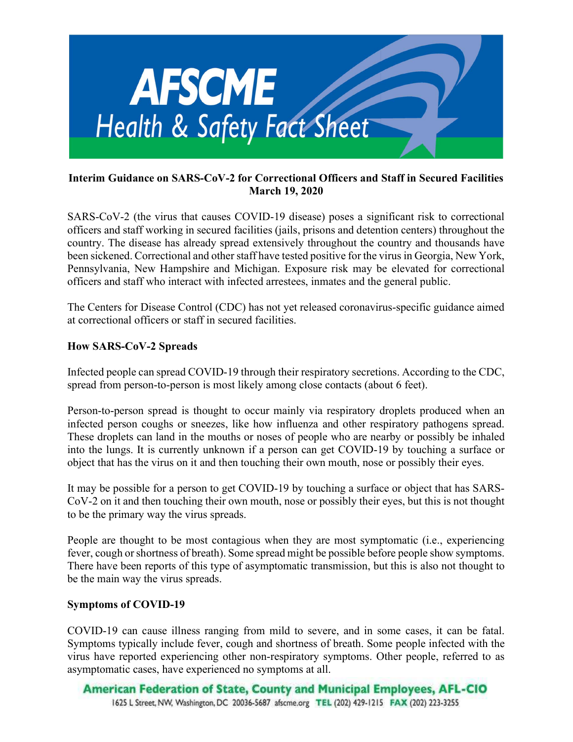# AFSCME Health & Safety Fact Sheet

**Interim Guidance on SARS-CoV-2 for Correctional Officers and Staff in Secured Facilities**
**March 19, 2020**

SARS-CoV-2 (the virus that causes COVID-19 disease) poses a significant risk to correctional officers and staff working in secured facilities (jails, prisons and detention centers) throughout the country. The disease has already spread extensively throughout the country and thousands have been sickened. Correctional and other staff have tested positive for the virus in Georgia, New York, Pennsylvania, New Hampshire and Michigan. Exposure risk may be elevated for correctional officers and staff who interact with infected arrestees, inmates and the general public.

The Centers for Disease Control (CDC) has not yet released coronavirus-specific guidance aimed at correctional officers or staff in secured facilities.

## How SARS-CoV-2 Spreads

Infected people can spread COVID-19 through their respiratory secretions. According to the CDC, spread from person-to-person is most likely among close contacts (about 6 feet).

Person-to-person spread is thought to occur mainly via respiratory droplets produced when an infected person coughs or sneezes, like how influenza and other respiratory pathogens spread. These droplets can land in the mouths or noses of people who are nearby or possibly be inhaled into the lungs. It is currently unknown if a person can get COVID-19 by touching a surface or object that has the virus on it and then touching their own mouth, nose or possibly their eyes.

It may be possible for a person to get COVID-19 by touching a surface or object that has SARS-CoV-2 on it and then touching their own mouth, nose or possibly their eyes, but this is not thought to be the primary way the virus spreads.

People are thought to be most contagious when they are most symptomatic (i.e., experiencing fever, cough or shortness of breath). Some spread might be possible before people show symptoms. There have been reports of this type of asymptomatic transmission, but this is also not thought to be the main way the virus spreads.

## Symptoms of COVID-19

COVID-19 can cause illness ranging from mild to severe, and in some cases, it can be fatal. Symptoms typically include fever, cough and shortness of breath. Some people infected with the virus have reported experiencing other non-respiratory symptoms. Other people, referred to as asymptomatic cases, have experienced no symptoms at all.

American Federation of State, County and Municipal Employees, AFL-CIO
1625 L Street, NW, Washington, DC 20036-5687 afscme.org TEL (202) 429-1215 FAX (202) 223-3255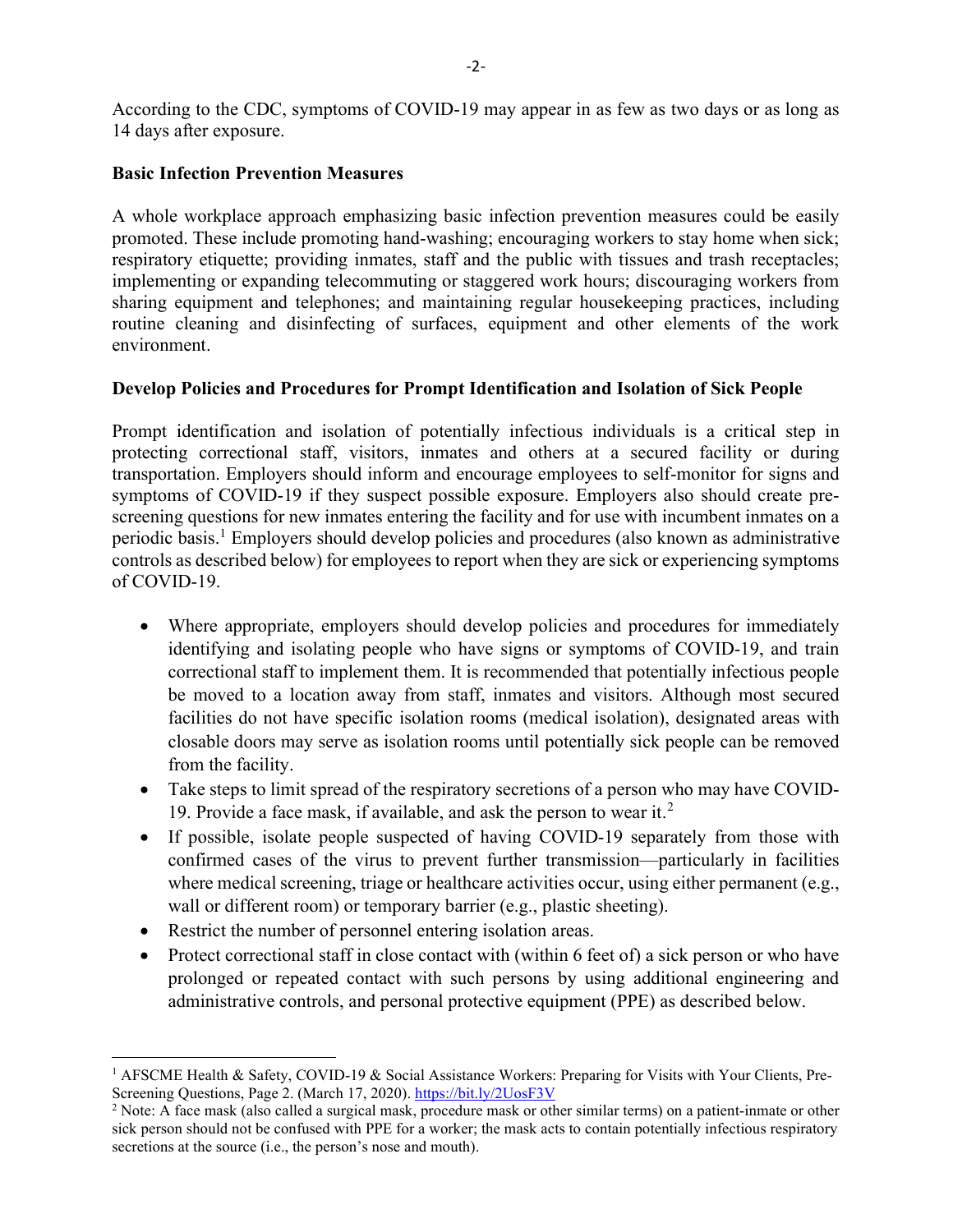According to the CDC, symptoms of COVID-19 may appear in as few as two days or as long as 14 days after exposure.

**Basic Infection Prevention Measures**

A whole workplace approach emphasizing basic infection prevention measures could be easily promoted. These include promoting hand-washing; encouraging workers to stay home when sick; respiratory etiquette; providing inmates, staff and the public with tissues and trash receptacles; implementing or expanding telecommuting or staggered work hours; discouraging workers from sharing equipment and telephones; and maintaining regular housekeeping practices, including routine cleaning and disinfecting of surfaces, equipment and other elements of the work environment.

**Develop Policies and Procedures for Prompt Identification and Isolation of Sick People**

Prompt identification and isolation of potentially infectious individuals is a critical step in protecting correctional staff, visitors, inmates and others at a secured facility or during transportation. Employers should inform and encourage employees to self-monitor for signs and symptoms of COVID-19 if they suspect possible exposure. Employers also should create pre-screening questions for new inmates entering the facility and for use with incumbent inmates on a periodic basis.[1] Employers should develop policies and procedures (also known as administrative controls as described below) for employees to report when they are sick or experiencing symptoms of COVID-19.

- Where appropriate, employers should develop policies and procedures for immediately identifying and isolating people who have signs or symptoms of COVID-19, and train correctional staff to implement them. It is recommended that potentially infectious people be moved to a location away from staff, inmates and visitors. Although most secured facilities do not have specific isolation rooms (medical isolation), designated areas with closable doors may serve as isolation rooms until potentially sick people can be removed from the facility.
- Take steps to limit spread of the respiratory secretions of a person who may have COVID-19. Provide a face mask, if available, and ask the person to wear it.[2]
- If possible, isolate people suspected of having COVID-19 separately from those with confirmed cases of the virus to prevent further transmission—particularly in facilities where medical screening, triage or healthcare activities occur, using either permanent (e.g., wall or different room) or temporary barrier (e.g., plastic sheeting).
- Restrict the number of personnel entering isolation areas.
- Protect correctional staff in close contact with (within 6 feet of) a sick person or who have prolonged or repeated contact with such persons by using additional engineering and administrative controls, and personal protective equipment (PPE) as described below.

---

[1] AFSCME Health & Safety, COVID-19 & Social Assistance Workers: Preparing for Visits with Your Clients, Pre-Screening Questions, Page 2. (March 17, 2020). https://bit.ly/2UosF3V

[2] Note: A face mask (also called a surgical mask, procedure mask or other similar terms) on a patient-inmate or other sick person should not be confused with PPE for a worker; the mask acts to contain potentially infectious respiratory secretions at the source (i.e., the person's nose and mouth).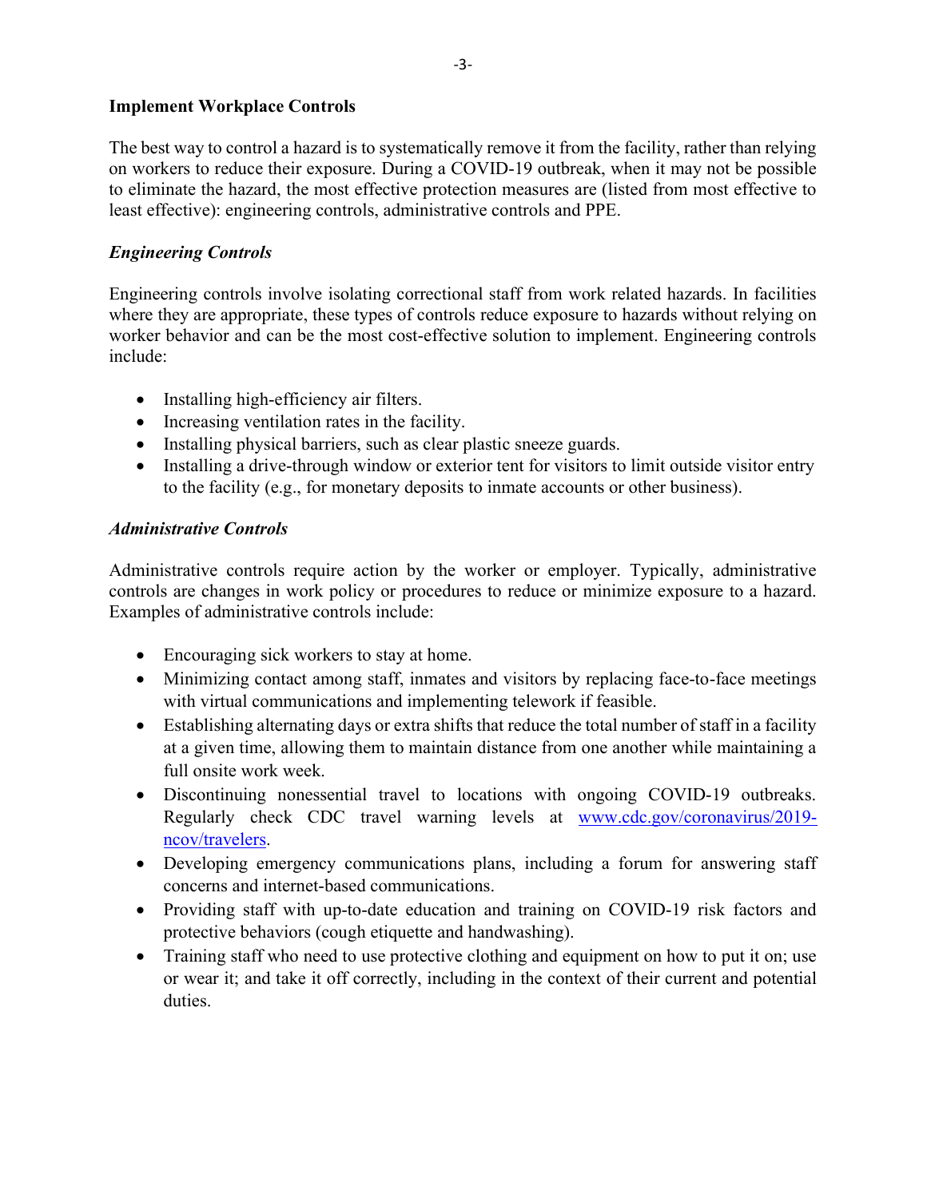**Implement Workplace Controls**

The best way to control a hazard is to systematically remove it from the facility, rather than relying on workers to reduce their exposure. During a COVID-19 outbreak, when it may not be possible to eliminate the hazard, the most effective protection measures are (listed from most effective to least effective): engineering controls, administrative controls and PPE.

***Engineering Controls***

Engineering controls involve isolating correctional staff from work related hazards. In facilities where they are appropriate, these types of controls reduce exposure to hazards without relying on worker behavior and can be the most cost-effective solution to implement. Engineering controls include:

- Installing high-efficiency air filters.
- Increasing ventilation rates in the facility.
- Installing physical barriers, such as clear plastic sneeze guards.
- Installing a drive-through window or exterior tent for visitors to limit outside visitor entry to the facility (e.g., for monetary deposits to inmate accounts or other business).

***Administrative Controls***

Administrative controls require action by the worker or employer. Typically, administrative controls are changes in work policy or procedures to reduce or minimize exposure to a hazard. Examples of administrative controls include:

- Encouraging sick workers to stay at home.
- Minimizing contact among staff, inmates and visitors by replacing face-to-face meetings with virtual communications and implementing telework if feasible.
- Establishing alternating days or extra shifts that reduce the total number of staff in a facility at a given time, allowing them to maintain distance from one another while maintaining a full onsite work week.
- Discontinuing nonessential travel to locations with ongoing COVID-19 outbreaks. Regularly check CDC travel warning levels at [www.cdc.gov/coronavirus/2019-ncov/travelers](www.cdc.gov/coronavirus/2019-ncov/travelers).
- Developing emergency communications plans, including a forum for answering staff concerns and internet-based communications.
- Providing staff with up-to-date education and training on COVID-19 risk factors and protective behaviors (cough etiquette and handwashing).
- Training staff who need to use protective clothing and equipment on how to put it on; use or wear it; and take it off correctly, including in the context of their current and potential duties.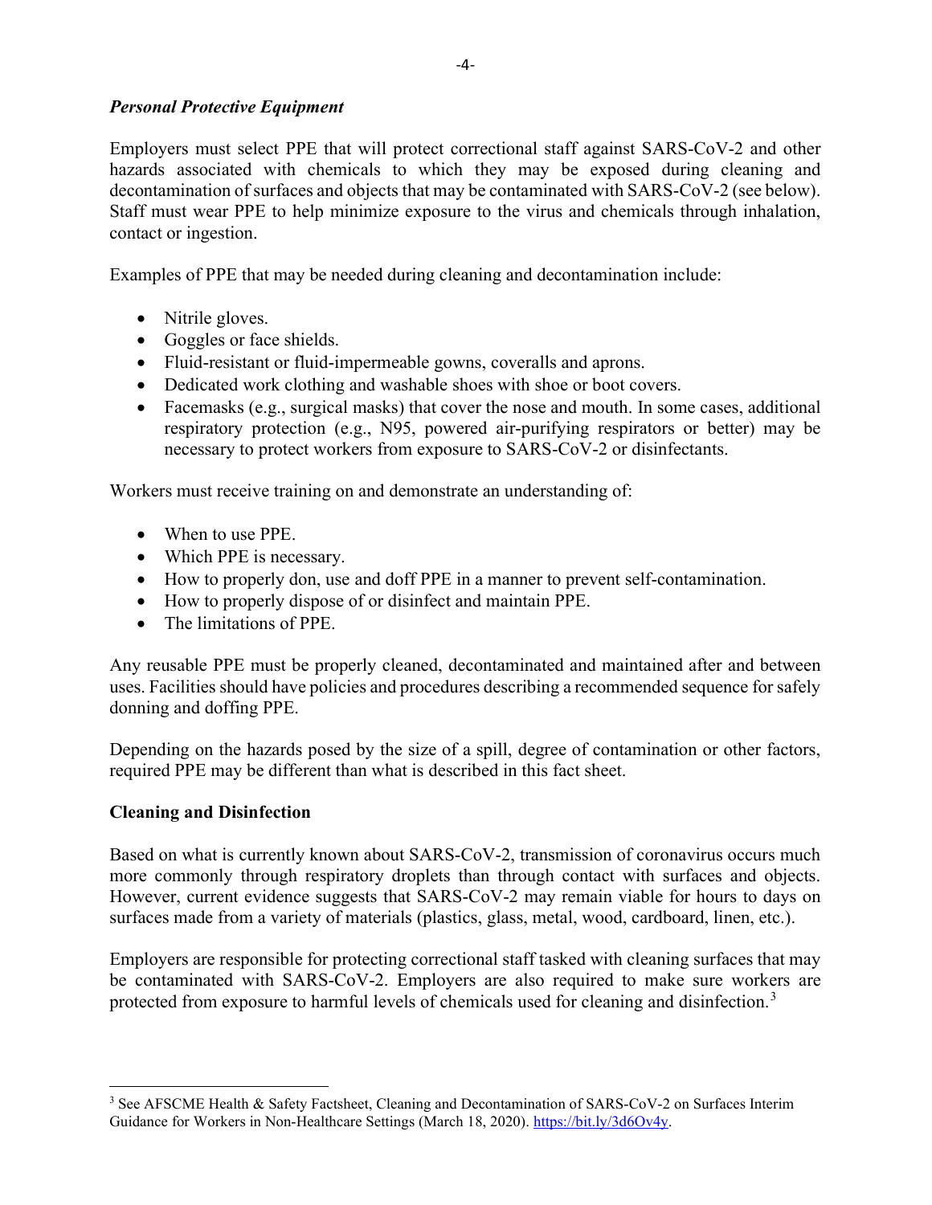### *Personal Protective Equipment*

Employers must select PPE that will protect correctional staff against SARS-CoV-2 and other hazards associated with chemicals to which they may be exposed during cleaning and decontamination of surfaces and objects that may be contaminated with SARS-CoV-2 (see below). Staff must wear PPE to help minimize exposure to the virus and chemicals through inhalation, contact or ingestion.

Examples of PPE that may be needed during cleaning and decontamination include:

- Nitrile gloves.
- Goggles or face shields.
- Fluid-resistant or fluid-impermeable gowns, coveralls and aprons.
- Dedicated work clothing and washable shoes with shoe or boot covers.
- Facemasks (e.g., surgical masks) that cover the nose and mouth. In some cases, additional respiratory protection (e.g., N95, powered air-purifying respirators or better) may be necessary to protect workers from exposure to SARS-CoV-2 or disinfectants.

Workers must receive training on and demonstrate an understanding of:

- When to use PPE.
- Which PPE is necessary.
- How to properly don, use and doff PPE in a manner to prevent self-contamination.
- How to properly dispose of or disinfect and maintain PPE.
- The limitations of PPE.

Any reusable PPE must be properly cleaned, decontaminated and maintained after and between uses. Facilities should have policies and procedures describing a recommended sequence for safely donning and doffing PPE.

Depending on the hazards posed by the size of a spill, degree of contamination or other factors, required PPE may be different than what is described in this fact sheet.

## Cleaning and Disinfection

Based on what is currently known about SARS-CoV-2, transmission of coronavirus occurs much more commonly through respiratory droplets than through contact with surfaces and objects. However, current evidence suggests that SARS-CoV-2 may remain viable for hours to days on surfaces made from a variety of materials (plastics, glass, metal, wood, cardboard, linen, etc.).

Employers are responsible for protecting correctional staff tasked with cleaning surfaces that may be contaminated with SARS-CoV-2. Employers are also required to make sure workers are protected from exposure to harmful levels of chemicals used for cleaning and disinfection.[3]

---

[3] See AFSCME Health & Safety Factsheet, Cleaning and Decontamination of SARS-CoV-2 on Surfaces Interim Guidance for Workers in Non-Healthcare Settings (March 18, 2020). https://bit.ly/3d6Ov4y.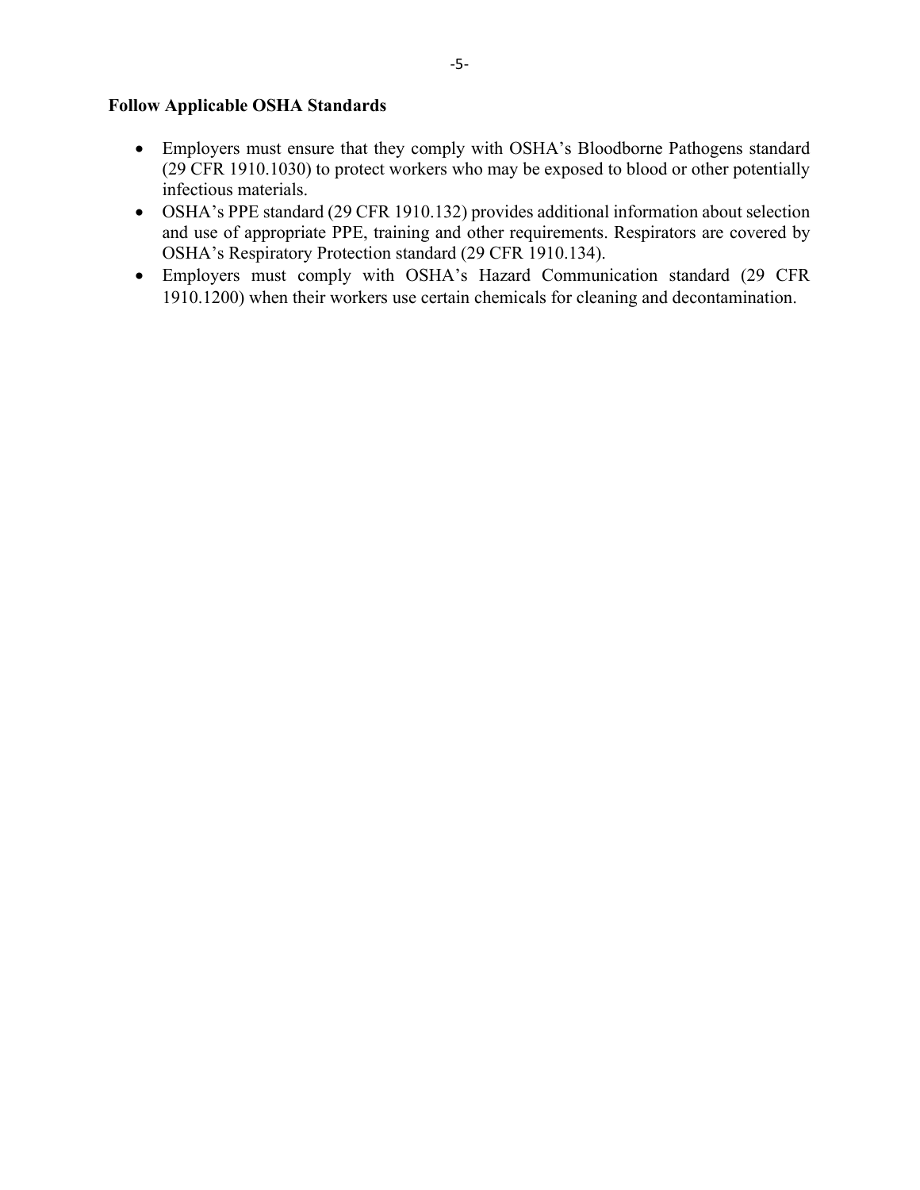**Follow Applicable OSHA Standards**

- Employers must ensure that they comply with OSHA's Bloodborne Pathogens standard (29 CFR 1910.1030) to protect workers who may be exposed to blood or other potentially infectious materials.
- OSHA's PPE standard (29 CFR 1910.132) provides additional information about selection and use of appropriate PPE, training and other requirements. Respirators are covered by OSHA's Respiratory Protection standard (29 CFR 1910.134).
- Employers must comply with OSHA's Hazard Communication standard (29 CFR 1910.1200) when their workers use certain chemicals for cleaning and decontamination.